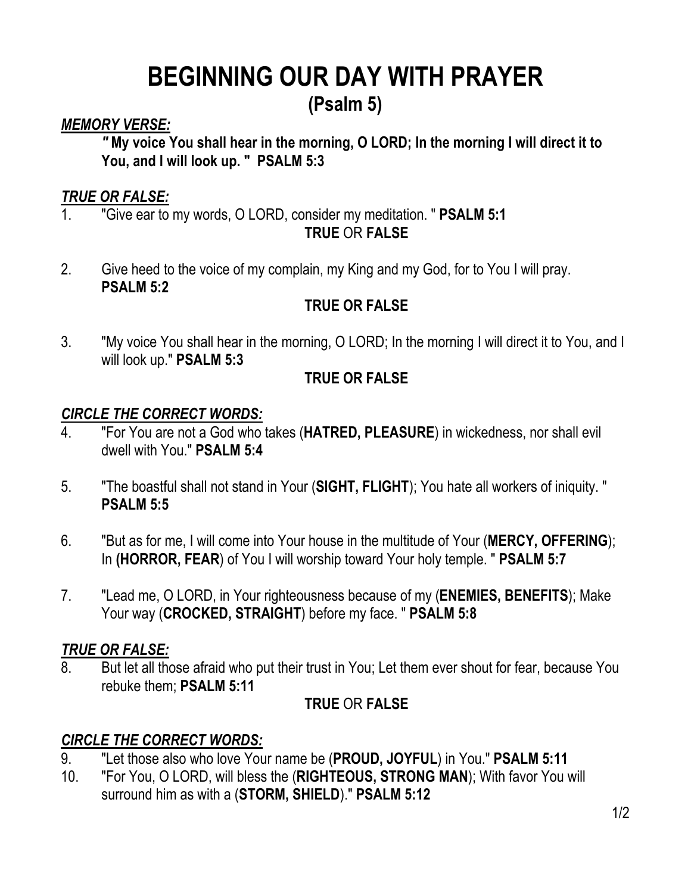# BEGINNING OUR DAY WITH PRAYER

## (Psalm 5)

***MEMORY VERSE:***

**" My voice You shall hear in the morning, O LORD; In the morning I will direct it to You, and I will look up. " PSALM 5:3**

***TRUE OR FALSE:***

1. "Give ear to my words, O LORD, consider my meditation. " **PSALM 5:1**

   **TRUE** OR **FALSE**

2. Give heed to the voice of my complain, my King and my God, for to You I will pray. **PSALM 5:2**

   **TRUE OR FALSE**

3. "My voice You shall hear in the morning, O LORD; In the morning I will direct it to You, and I will look up." **PSALM 5:3**

   **TRUE OR FALSE**

***CIRCLE THE CORRECT WORDS:***

4. "For You are not a God who takes (**HATRED, PLEASURE**) in wickedness, nor shall evil dwell with You." **PSALM 5:4**

5. "The boastful shall not stand in Your (**SIGHT, FLIGHT**); You hate all workers of iniquity. " **PSALM 5:5**

6. "But as for me, I will come into Your house in the multitude of Your (**MERCY, OFFERING**); In **(HORROR, FEAR**) of You I will worship toward Your holy temple. " **PSALM 5:7**

7. "Lead me, O LORD, in Your righteousness because of my (**ENEMIES, BENEFITS**); Make Your way (**CROCKED, STRAIGHT**) before my face. " **PSALM 5:8**

***TRUE OR FALSE:***

8. But let all those afraid who put their trust in You; Let them ever shout for fear, because You rebuke them; **PSALM 5:11**

   **TRUE** OR **FALSE**

***CIRCLE THE CORRECT WORDS:***

9. "Let those also who love Your name be (**PROUD, JOYFUL**) in You." **PSALM 5:11**
10. "For You, O LORD, will bless the (**RIGHTEOUS, STRONG MAN**); With favor You will surround him as with a (**STORM, SHIELD**)." **PSALM 5:12**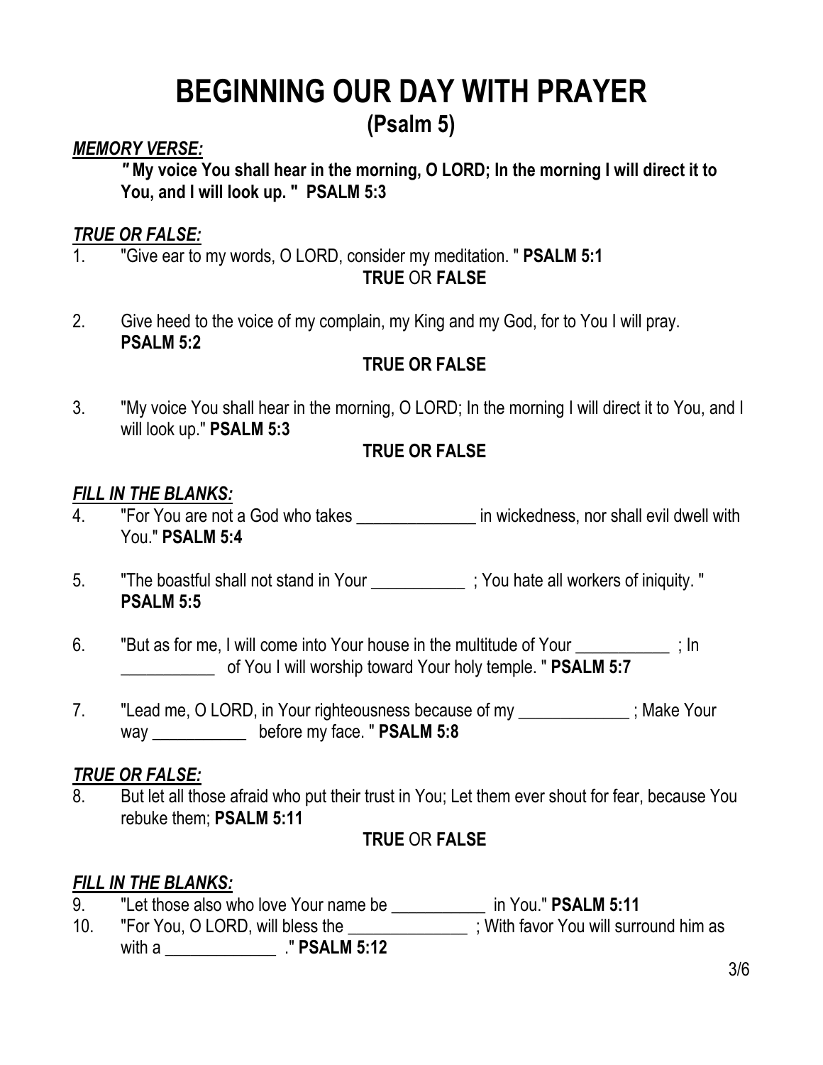# BEGINNING OUR DAY WITH PRAYER
## (Psalm 5)

***MEMORY VERSE:***

**" My voice You shall hear in the morning, O LORD; In the morning I will direct it to You, and I will look up. " PSALM 5:3**

***TRUE OR FALSE:***

1. "Give ear to my words, O LORD, consider my meditation. " **PSALM 5:1**

   **TRUE** OR **FALSE**

2. Give heed to the voice of my complain, my King and my God, for to You I will pray. **PSALM 5:2**

   **TRUE OR FALSE**

3. "My voice You shall hear in the morning, O LORD; In the morning I will direct it to You, and I will look up." **PSALM 5:3**

   **TRUE OR FALSE**

***FILL IN THE BLANKS:***

4. "For You are not a God who takes ______________ in wickedness, nor shall evil dwell with You." **PSALM 5:4**

5. "The boastful shall not stand in Your ___________ ; You hate all workers of iniquity. " **PSALM 5:5**

6. "But as for me, I will come into Your house in the multitude of Your ___________ ; In ___________ of You I will worship toward Your holy temple. " **PSALM 5:7**

7. "Lead me, O LORD, in Your righteousness because of my _____________ ; Make Your way ___________ before my face. " **PSALM 5:8**

***TRUE OR FALSE:***

8. But let all those afraid who put their trust in You; Let them ever shout for fear, because You rebuke them; **PSALM 5:11**

   **TRUE** OR **FALSE**

***FILL IN THE BLANKS:***

9. "Let those also who love Your name be ___________ in You." **PSALM 5:11**
10. "For You, O LORD, will bless the ______________ ; With favor You will surround him as with a _____________ ." **PSALM 5:12**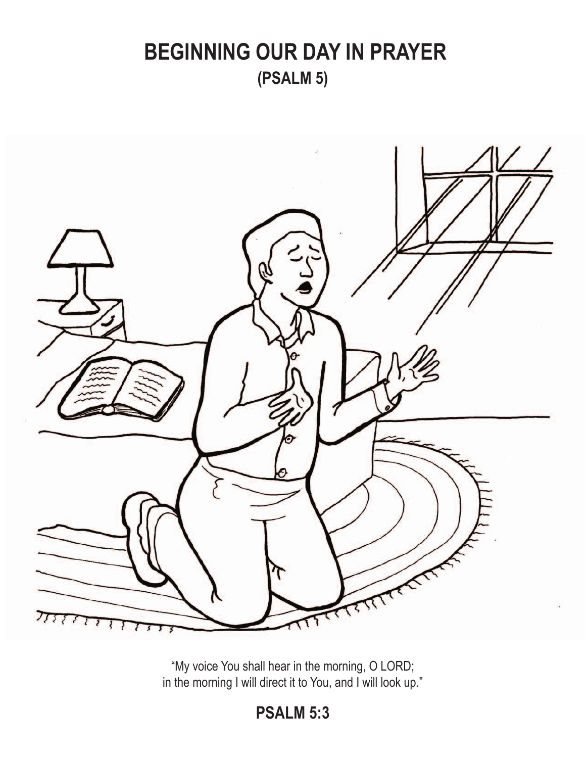# BEGINNING OUR DAY IN PRAYER

## (PSALM 5)

"My voice You shall hear in the morning, O LORD;
in the morning I will direct it to You, and I will look up."

**PSALM 5:3**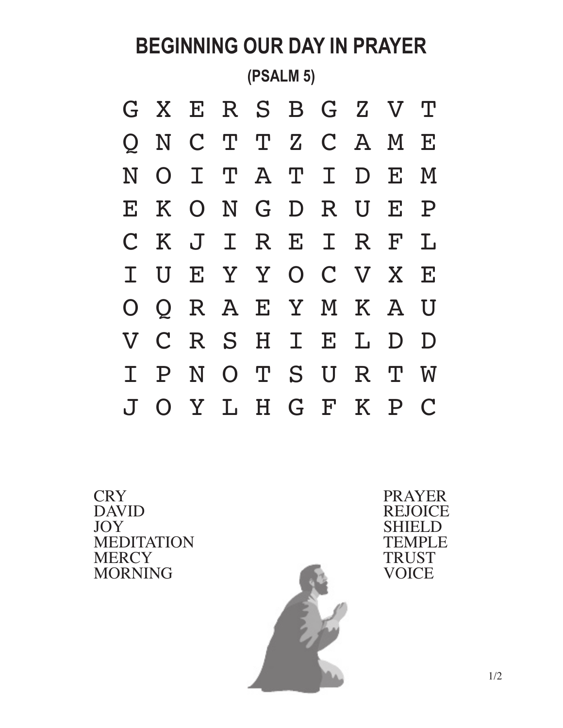# BEGINNING OUR DAY IN PRAYER

## (PSALM 5)

```
G X E R S B G Z V T
Q N C T T Z C A M E
N O I T A T I D E M
E K O N G D R U E P
C K J I R E I R F L
I U E Y Y O C V X E
O Q R A E Y M K A U
V C R S H I E L D D
I P N O T S U R T W
J O Y L H G F K P C
```

CRY
DAVID
JOY
MEDITATION
MERCY
MORNING

PRAYER
REJOICE
SHIELD
TEMPLE
TRUST
VOICE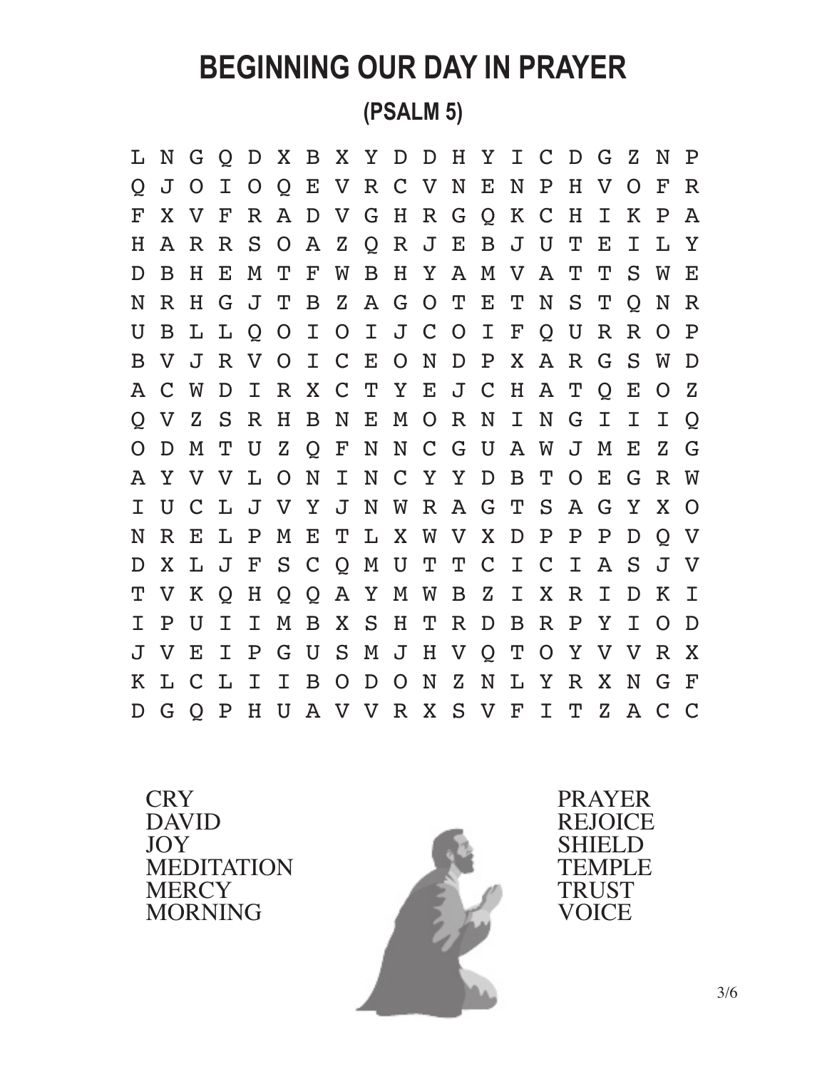# BEGINNING OUR DAY IN PRAYER

## (PSALM 5)

```
L N G Q D X B X Y D D H Y I C D G Z N P
Q J O I O Q E V R C V N E N P H V O F R
F X V F R A D V G H R G Q K C H I K P A
H A R R S O A Z Q R J E B J U T E I L Y
D B H E M T F W B H Y A M V A T T S W E
N R H G J T B Z A G O T E T N S T Q N R
U B L L Q O I O I J C O I F Q U R R O P
B V J R V O I C E O N D P X A R G S W D
A C W D I R X C T Y E J C H A T Q E O Z
Q V Z S R H B N E M O R N I N G I I I Q
O D M T U Z Q F N N C G U A W J M E Z G
A Y V V L O N I N C Y Y D B T O E G R W
I U C L J V Y J N W R A G T S A G Y X O
N R E L P M E T L X W V X D P P P D Q V
D X L J F S C Q M U T T C I C I A S J V
T V K Q H Q Q A Y M W B Z I X R I D K I
I P U I I M B X S H T R D B R P Y I O D
J V E I P G U S M J H V Q T O Y V V R X
K L C L I I B O D O N Z N L Y R X N G F
D G Q P H U A V V R X S V F I T Z A C C
```

CRY
DAVID
JOY
MEDITATION
MERCY
MORNING

PRAYER
REJOICE
SHIELD
TEMPLE
TRUST
VOICE